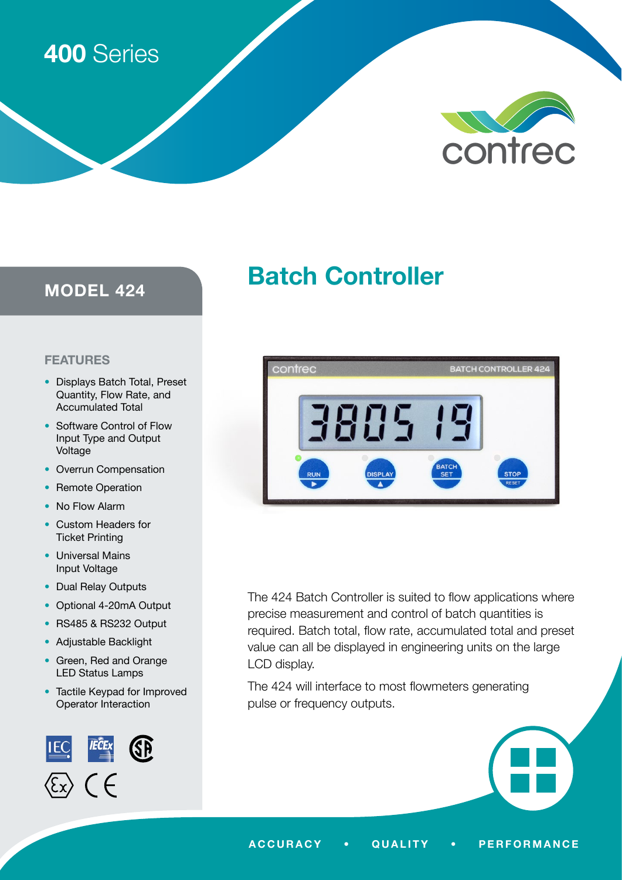400 Series

contrec

## MODEL 424

# Batch Controller

### FEATURES

- Displays Batch Total, Preset Quantity, Flow Rate, and Accumulated Total
- Software Control of Flow Input Type and Output Voltage
- Overrun Compensation
- Remote Operation
- No Flow Alarm
- Custom Headers for Ticket Printing
- Universal Mains Input Voltage
- Dual Relay Outputs
- Optional 4-20mA Output
- RS485 & RS232 Output
- Adjustable Backlight
- Green, Red and Orange LED Status Lamps
- Tactile Keypad for Improved Operator Interaction

The 424 Batch Controller is suited to flow applications where precise measurement and control of batch quantities is required. Batch total, flow rate, accumulated total and preset value can all be displayed in engineering units on the large LCD display.

The 424 will interface to most flowmeters generating pulse or frequency outputs.

ACCURACY • QUALITY • PERFORMANCE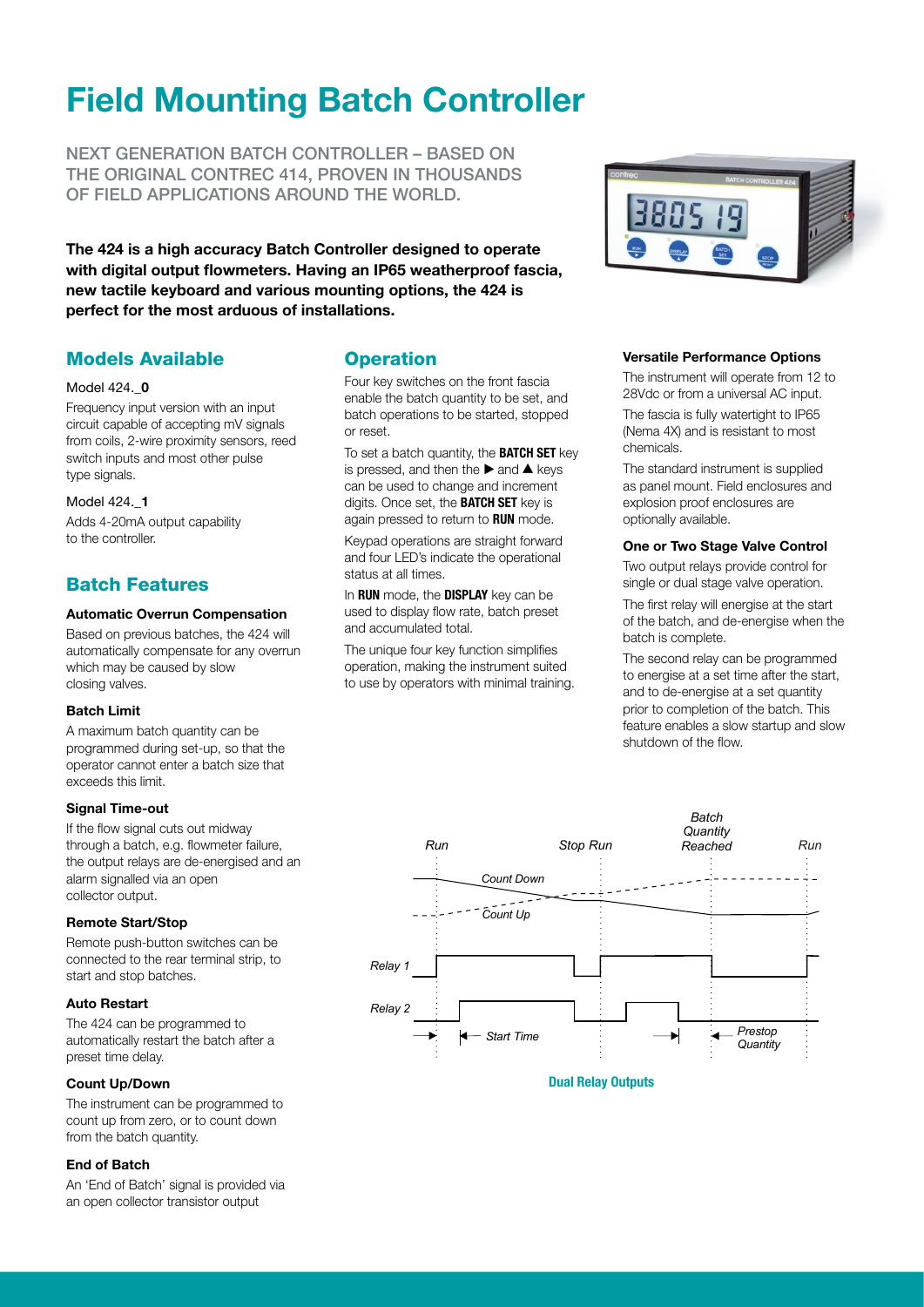# Field Mounting Batch Controller

NEXT GENERATION BATCH CONTROLLER – BASED ON THE ORIGINAL CONTREC 414, PROVEN IN THOUSANDS OF FIELD APPLICATIONS AROUND THE WORLD.

**The 424 is a high accuracy Batch Controller designed to operate with digital output flowmeters. Having an IP65 weatherproof fascia, new tactile keyboard and various mounting options, the 424 is perfect for the most arduous of installations.**

## Models Available

Model 424._**0**

Frequency input version with an input circuit capable of accepting mV signals from coils, 2-wire proximity sensors, reed switch inputs and most other pulse type signals.

Model 424._**1**

Adds 4-20mA output capability to the controller.

## Batch Features

### Automatic Overrun Compensation

Based on previous batches, the 424 will automatically compensate for any overrun which may be caused by slow closing valves.

### Batch Limit

A maximum batch quantity can be programmed during set-up, so that the operator cannot enter a batch size that exceeds this limit.

### Signal Time-out

If the flow signal cuts out midway through a batch, e.g. flowmeter failure, the output relays are de-energised and an alarm signalled via an open collector output.

### Remote Start/Stop

Remote push-button switches can be connected to the rear terminal strip, to start and stop batches.

### Auto Restart

The 424 can be programmed to automatically restart the batch after a preset time delay.

### Count Up/Down

The instrument can be programmed to count up from zero, or to count down from the batch quantity.

### End of Batch

An 'End of Batch' signal is provided via an open collector transistor output

## Operation

Four key switches on the front fascia enable the batch quantity to be set, and batch operations to be started, stopped or reset.

To set a batch quantity, the **BATCH SET** key is pressed, and then the ▶ and ▲ keys can be used to change and increment digits. Once set, the **BATCH SET** key is again pressed to return to **RUN** mode.

Keypad operations are straight forward and four LED's indicate the operational status at all times.

In **RUN** mode, the **DISPLAY** key can be used to display flow rate, batch preset and accumulated total.

The unique four key function simplifies operation, making the instrument suited to use by operators with minimal training.

### Versatile Performance Options

The instrument will operate from 12 to 28Vdc or from a universal AC input.

The fascia is fully watertight to IP65 (Nema 4X) and is resistant to most chemicals.

The standard instrument is supplied as panel mount. Field enclosures and explosion proof enclosures are optionally available.

### One or Two Stage Valve Control

Two output relays provide control for single or dual stage valve operation.

The first relay will energise at the start of the batch, and de-energise when the batch is complete.

The second relay can be programmed to energise at a set time after the start, and to de-energise at a set quantity prior to completion of the batch. This feature enables a slow startup and slow shutdown of the flow.

**Dual Relay Outputs**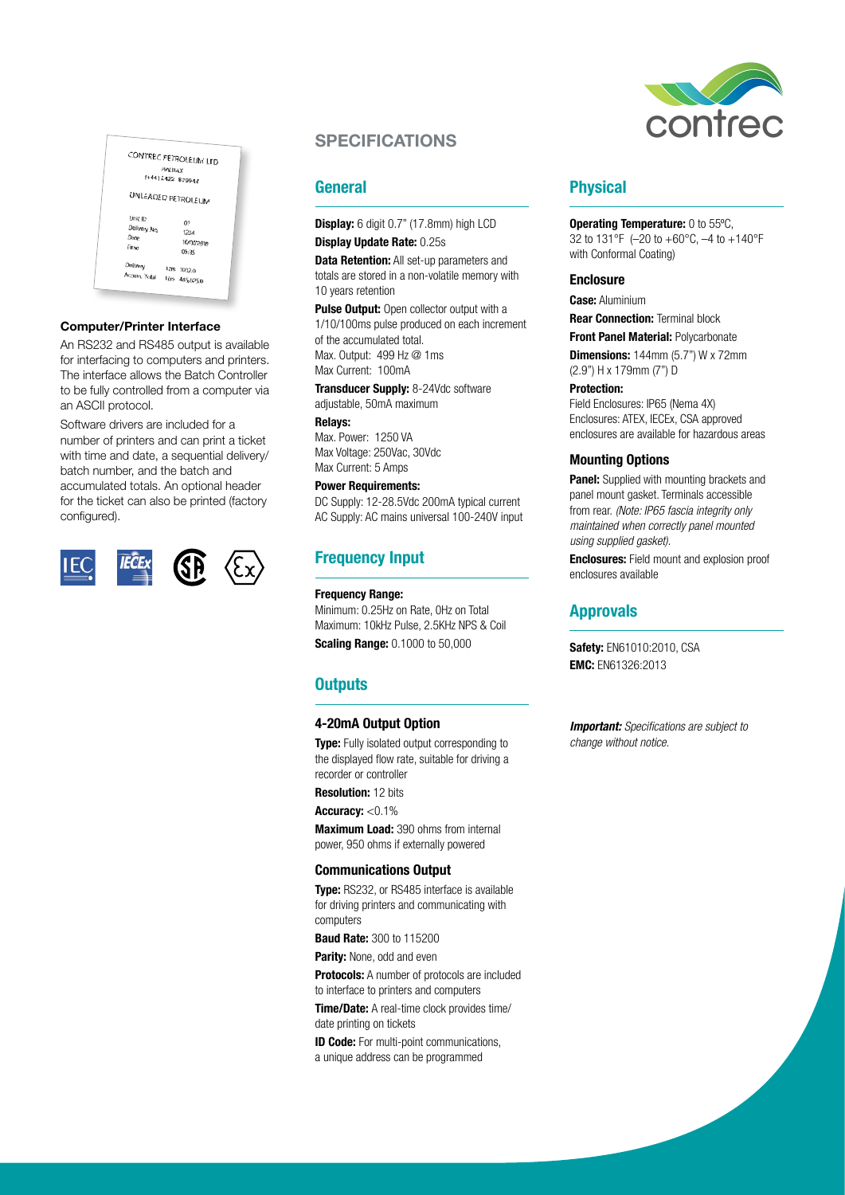## Computer/Printer Interface

An RS232 and RS485 output is available for interfacing to computers and printers. The interface allows the Batch Controller to be fully controlled from a computer via an ASCII protocol.

Software drivers are included for a number of printers and can print a ticket with time and date, a sequential delivery/batch number, and the batch and accumulated totals. An optional header for the ticket can also be printed (factory configured).

# SPECIFICATIONS

## General

**Display:** 6 digit 0.7" (17.8mm) high LCD

**Display Update Rate:** 0.25s

**Data Retention:** All set-up parameters and totals are stored in a non-volatile memory with 10 years retention

**Pulse Output:** Open collector output with a 1/10/100ms pulse produced on each increment of the accumulated total.
Max. Output: 499 Hz @ 1ms
Max Current: 100mA

**Transducer Supply:** 8-24Vdc software adjustable, 50mA maximum

**Relays:**
Max. Power: 1250 VA
Max Voltage: 250Vac, 30Vdc
Max Current: 5 Amps

**Power Requirements:**
DC Supply: 12-28.5Vdc 200mA typical current
AC Supply: AC mains universal 100-240V input

## Frequency Input

**Frequency Range:**
Minimum: 0.25Hz on Rate, 0Hz on Total
Maximum: 10kHz Pulse, 2.5KHz NPS & Coil

**Scaling Range:** 0.1000 to 50,000

## Outputs

### 4-20mA Output Option

**Type:** Fully isolated output corresponding to the displayed flow rate, suitable for driving a recorder or controller

**Resolution:** 12 bits

**Accuracy:** <0.1%

**Maximum Load:** 390 ohms from internal power, 950 ohms if externally powered

### Communications Output

**Type:** RS232, or RS485 interface is available for driving printers and communicating with computers

**Baud Rate:** 300 to 115200

**Parity:** None, odd and even

**Protocols:** A number of protocols are included to interface to printers and computers

**Time/Date:** A real-time clock provides time/date printing on tickets

**ID Code:** For multi-point communications, a unique address can be programmed

## Physical

**Operating Temperature:** 0 to 55ºC, 32 to 131°F (–20 to +60°C, –4 to +140°F with Conformal Coating)

### Enclosure

**Case:** Aluminium

**Rear Connection:** Terminal block

**Front Panel Material:** Polycarbonate

**Dimensions:** 144mm (5.7") W x 72mm (2.9") H x 179mm (7") D

**Protection:**
Field Enclosures: IP65 (Nema 4X)
Enclosures: ATEX, IECEx, CSA approved enclosures are available for hazardous areas

### Mounting Options

**Panel:** Supplied with mounting brackets and panel mount gasket. Terminals accessible from rear. *(Note: IP65 fascia integrity only maintained when correctly panel mounted using supplied gasket).*

**Enclosures:** Field mount and explosion proof enclosures available

## Approvals

**Safety:** EN61010:2010, CSA
**EMC:** EN61326:2013

***Important:*** *Specifications are subject to change without notice.*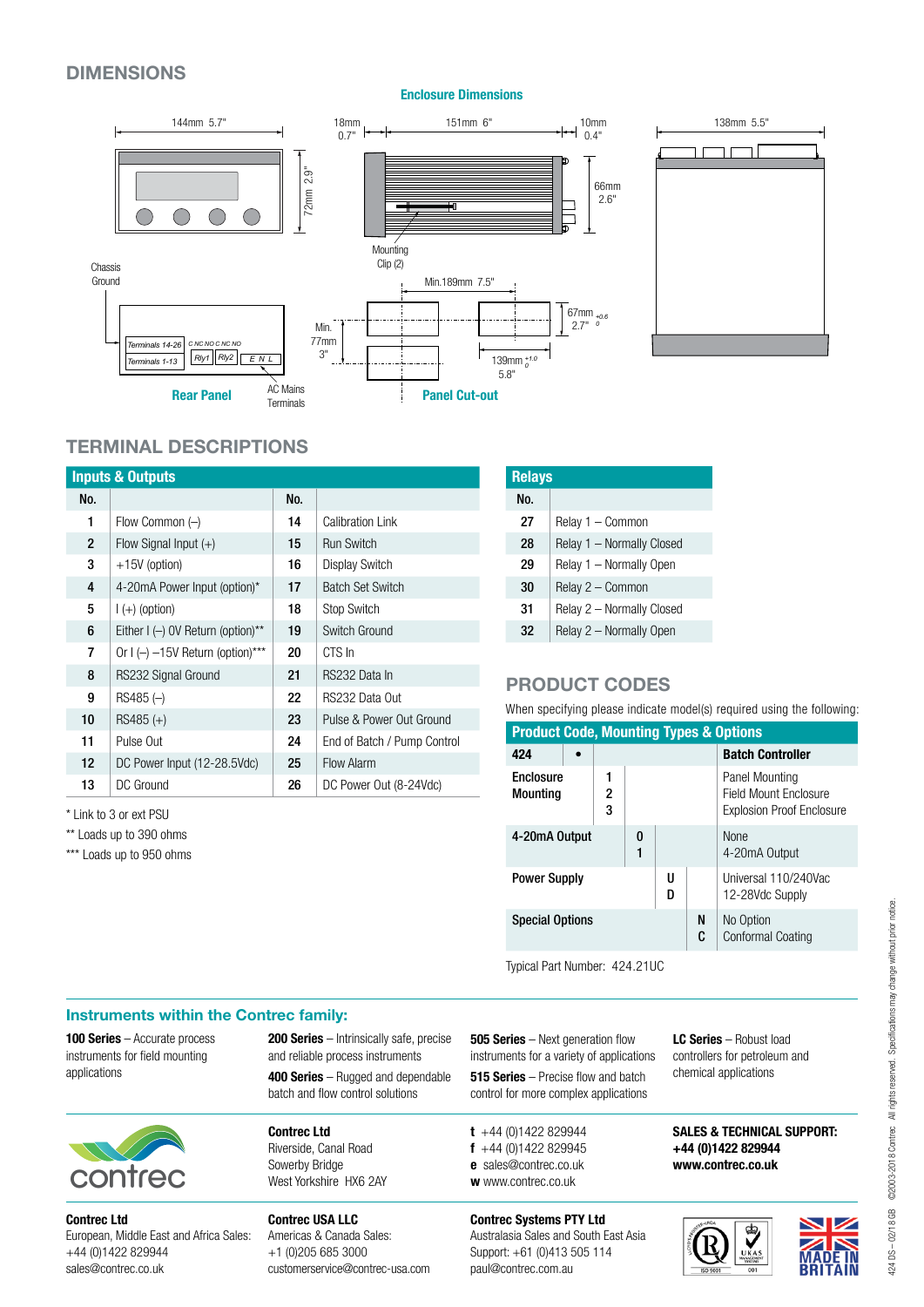## DIMENSIONS

**Enclosure Dimensions**

144mm 5.7"

72mm 2.9"

18mm 0.7"

151mm 6"

10mm 0.4"

66mm 2.6"

Mounting Clip (2)

138mm 5.5"

Chassis Ground

Terminals 14-26

Terminals 1-13

C NC NO C NC NO

Rly1 Rly2

E N L

AC Mains Terminals

**Rear Panel**

Min.189mm 7.5"

Min. 77mm 3"

67mm +0.6 0 2.7"

139mm +1.0 0 5.8"

**Panel Cut-out**

## TERMINAL DESCRIPTIONS

**Inputs & Outputs**

| No. | | No. | |
|---|---|---|---|
| 1 | Flow Common (–) | 14 | Calibration Link |
| 2 | Flow Signal Input (+) | 15 | Run Switch |
| 3 | +15V (option) | 16 | Display Switch |
| 4 | 4-20mA Power Input (option)* | 17 | Batch Set Switch |
| 5 | I (+) (option) | 18 | Stop Switch |
| 6 | Either I (–) 0V Return (option)** | 19 | Switch Ground |
| 7 | Or I (–) –15V Return (option)*** | 20 | CTS In |
| 8 | RS232 Signal Ground | 21 | RS232 Data In |
| 9 | RS485 (–) | 22 | RS232 Data Out |
| 10 | RS485 (+) | 23 | Pulse & Power Out Ground |
| 11 | Pulse Out | 24 | End of Batch / Pump Control |
| 12 | DC Power Input (12-28.5Vdc) | 25 | Flow Alarm |
| 13 | DC Ground | 26 | DC Power Out (8-24Vdc) |

\* Link to 3 or ext PSU

** Loads up to 390 ohms

*** Loads up to 950 ohms

**Relays**

| No. | |
|---|---|
| 27 | Relay 1 – Common |
| 28 | Relay 1 – Normally Closed |
| 29 | Relay 1 – Normally Open |
| 30 | Relay 2 – Common |
| 31 | Relay 2 – Normally Closed |
| 32 | Relay 2 – Normally Open |

## PRODUCT CODES

When specifying please indicate model(s) required using the following:

**Product Code, Mounting Types & Options**

| 424 | • | | | | Batch Controller |
|---|---|---|---|---|---|
| **Enclosure Mounting** | 1<br>2<br>3 | | | | Panel Mounting<br>Field Mount Enclosure<br>Explosion Proof Enclosure |
| **4-20mA Output** | | 0<br>1 | | | None<br>4-20mA Output |
| **Power Supply** | | | U<br>D | | Universal 110/240Vac<br>12-28Vdc Supply |
| **Special Options** | | | | N<br>C | No Option<br>Conformal Coating |

Typical Part Number: 424.21UC

### Instruments within the Contrec family:

**100 Series** – Accurate process instruments for field mounting applications

**200 Series** – Intrinsically safe, precise and reliable process instruments

**400 Series** – Rugged and dependable batch and flow control solutions

**505 Series** – Next generation flow instruments for a variety of applications

**515 Series** – Precise flow and batch control for more complex applications

**LC Series** – Robust load controllers for petroleum and chemical applications

contrec

**Contrec Ltd**
Riverside, Canal Road
Sowerby Bridge
West Yorkshire HX6 2AY

**t** +44 (0)1422 829944
**f** +44 (0)1422 829945
**e** sales@contrec.co.uk
**w** www.contrec.co.uk

**SALES & TECHNICAL SUPPORT:**
**+44 (0)1422 829944**
**www.contrec.co.uk**

**Contrec Ltd**
European, Middle East and Africa Sales:
+44 (0)1422 829944
sales@contrec.co.uk

**Contrec USA LLC**
Americas & Canada Sales:
+1 (0)205 685 3000
customerservice@contrec-usa.com

**Contrec Systems PTY Ltd**
Australasia Sales and South East Asia
Support: +61 (0)413 505 114
paul@contrec.com.au

ISO 9001 UKAS 001

MADE IN BRITAIN

424 DS – 02/18 GB ©2003-2018 Contrec All rights reserved. Specifications may change without prior notice.